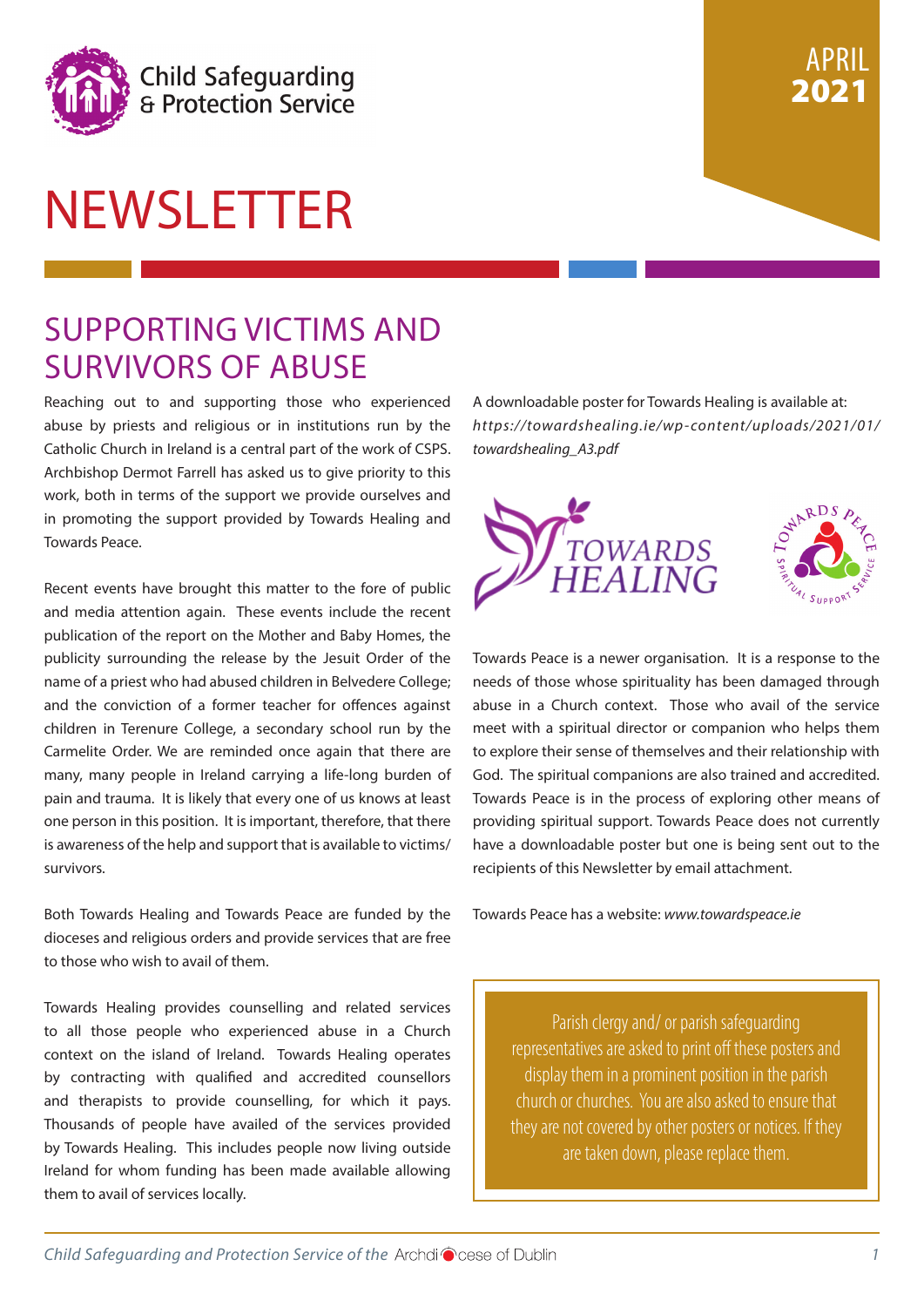Child Safeguarding & Protection Service

APRIL **2021**

# NEWSLETTER

## SUPPORTING VICTIMS AND SURVIVORS OF ABUSE

Reaching out to and supporting those who experienced abuse by priests and religious or in institutions run by the Catholic Church in Ireland is a central part of the work of CSPS. Archbishop Dermot Farrell has asked us to give priority to this work, both in terms of the support we provide ourselves and in promoting the support provided by Towards Healing and Towards Peace.

Recent events have brought this matter to the fore of public and media attention again. These events include the recent publication of the report on the Mother and Baby Homes, the publicity surrounding the release by the Jesuit Order of the name of a priest who had abused children in Belvedere College; and the conviction of a former teacher for offences against children in Terenure College, a secondary school run by the Carmelite Order. We are reminded once again that there are many, many people in Ireland carrying a life-long burden of pain and trauma. It is likely that every one of us knows at least one person in this position. It is important, therefore, that there is awareness of the help and support that is available to victims/ survivors.

Both Towards Healing and Towards Peace are funded by the dioceses and religious orders and provide services that are free to those who wish to avail of them.

Towards Healing provides counselling and related services to all those people who experienced abuse in a Church context on the island of Ireland. Towards Healing operates by contracting with qualified and accredited counsellors and therapists to provide counselling, for which it pays. Thousands of people have availed of the services provided by Towards Healing. This includes people now living outside Ireland for whom funding has been made available allowing them to avail of services locally.

A downloadable poster for Towards Healing is available at: *https://towardshealing.ie/wp-content/uploads/2021/01/towardshealing_A3.pdf*

Towards Peace is a newer organisation. It is a response to the needs of those whose spirituality has been damaged through abuse in a Church context. Those who avail of the service meet with a spiritual director or companion who helps them to explore their sense of themselves and their relationship with God. The spiritual companions are also trained and accredited. Towards Peace is in the process of exploring other means of providing spiritual support. Towards Peace does not currently have a downloadable poster but one is being sent out to the recipients of this Newsletter by email attachment.

Towards Peace has a website: *www.towardspeace.ie*

> Parish clergy and/ or parish safeguarding representatives are asked to print off these posters and display them in a prominent position in the parish church or churches. You are also asked to ensure that they are not covered by other posters or notices. If they are taken down, please replace them.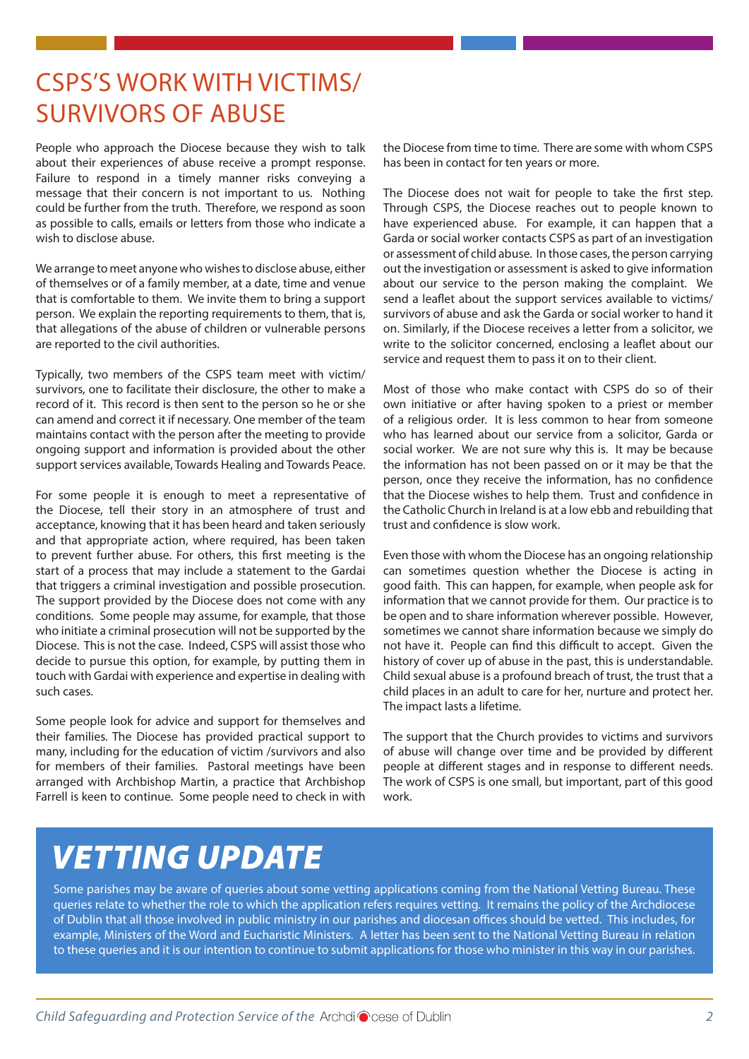# CSPS'S WORK WITH VICTIMS/ SURVIVORS OF ABUSE

People who approach the Diocese because they wish to talk about their experiences of abuse receive a prompt response. Failure to respond in a timely manner risks conveying a message that their concern is not important to us. Nothing could be further from the truth. Therefore, we respond as soon as possible to calls, emails or letters from those who indicate a wish to disclose abuse.

We arrange to meet anyone who wishes to disclose abuse, either of themselves or of a family member, at a date, time and venue that is comfortable to them. We invite them to bring a support person. We explain the reporting requirements to them, that is, that allegations of the abuse of children or vulnerable persons are reported to the civil authorities.

Typically, two members of the CSPS team meet with victim/ survivors, one to facilitate their disclosure, the other to make a record of it. This record is then sent to the person so he or she can amend and correct it if necessary. One member of the team maintains contact with the person after the meeting to provide ongoing support and information is provided about the other support services available, Towards Healing and Towards Peace.

For some people it is enough to meet a representative of the Diocese, tell their story in an atmosphere of trust and acceptance, knowing that it has been heard and taken seriously and that appropriate action, where required, has been taken to prevent further abuse. For others, this first meeting is the start of a process that may include a statement to the Gardai that triggers a criminal investigation and possible prosecution. The support provided by the Diocese does not come with any conditions. Some people may assume, for example, that those who initiate a criminal prosecution will not be supported by the Diocese. This is not the case. Indeed, CSPS will assist those who decide to pursue this option, for example, by putting them in touch with Gardai with experience and expertise in dealing with such cases.

Some people look for advice and support for themselves and their families. The Diocese has provided practical support to many, including for the education of victim /survivors and also for members of their families. Pastoral meetings have been arranged with Archbishop Martin, a practice that Archbishop Farrell is keen to continue. Some people need to check in with the Diocese from time to time. There are some with whom CSPS has been in contact for ten years or more.

The Diocese does not wait for people to take the first step. Through CSPS, the Diocese reaches out to people known to have experienced abuse. For example, it can happen that a Garda or social worker contacts CSPS as part of an investigation or assessment of child abuse. In those cases, the person carrying out the investigation or assessment is asked to give information about our service to the person making the complaint. We send a leaflet about the support services available to victims/ survivors of abuse and ask the Garda or social worker to hand it on. Similarly, if the Diocese receives a letter from a solicitor, we write to the solicitor concerned, enclosing a leaflet about our service and request them to pass it on to their client.

Most of those who make contact with CSPS do so of their own initiative or after having spoken to a priest or member of a religious order. It is less common to hear from someone who has learned about our service from a solicitor, Garda or social worker. We are not sure why this is. It may be because the information has not been passed on or it may be that the person, once they receive the information, has no confidence that the Diocese wishes to help them. Trust and confidence in the Catholic Church in Ireland is at a low ebb and rebuilding that trust and confidence is slow work.

Even those with whom the Diocese has an ongoing relationship can sometimes question whether the Diocese is acting in good faith. This can happen, for example, when people ask for information that we cannot provide for them. Our practice is to be open and to share information wherever possible. However, sometimes we cannot share information because we simply do not have it. People can find this difficult to accept. Given the history of cover up of abuse in the past, this is understandable. Child sexual abuse is a profound breach of trust, the trust that a child places in an adult to care for her, nurture and protect her. The impact lasts a lifetime.

The support that the Church provides to victims and survivors of abuse will change over time and be provided by different people at different stages and in response to different needs. The work of CSPS is one small, but important, part of this good work.

# *VETTING UPDATE*

Some parishes may be aware of queries about some vetting applications coming from the National Vetting Bureau. These queries relate to whether the role to which the application refers requires vetting. It remains the policy of the Archdiocese of Dublin that all those involved in public ministry in our parishes and diocesan offices should be vetted. This includes, for example, Ministers of the Word and Eucharistic Ministers. A letter has been sent to the National Vetting Bureau in relation to these queries and it is our intention to continue to submit applications for those who minister in this way in our parishes.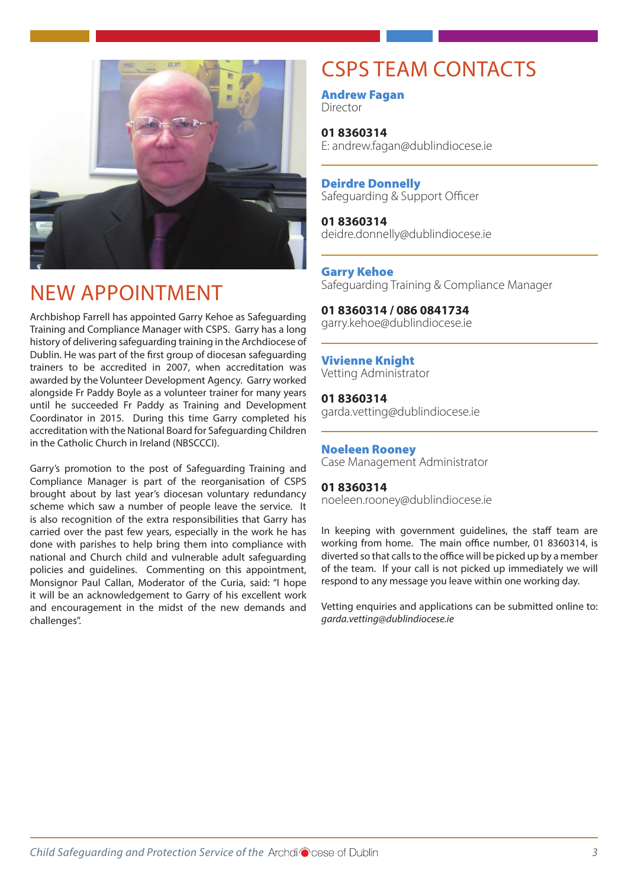## NEW APPOINTMENT

Archbishop Farrell has appointed Garry Kehoe as Safeguarding Training and Compliance Manager with CSPS. Garry has a long history of delivering safeguarding training in the Archdiocese of Dublin. He was part of the first group of diocesan safeguarding trainers to be accredited in 2007, when accreditation was awarded by the Volunteer Development Agency. Garry worked alongside Fr Paddy Boyle as a volunteer trainer for many years until he succeeded Fr Paddy as Training and Development Coordinator in 2015. During this time Garry completed his accreditation with the National Board for Safeguarding Children in the Catholic Church in Ireland (NBSCCCI).

Garry's promotion to the post of Safeguarding Training and Compliance Manager is part of the reorganisation of CSPS brought about by last year's diocesan voluntary redundancy scheme which saw a number of people leave the service. It is also recognition of the extra responsibilities that Garry has carried over the past few years, especially in the work he has done with parishes to help bring them into compliance with national and Church child and vulnerable adult safeguarding policies and guidelines. Commenting on this appointment, Monsignor Paul Callan, Moderator of the Curia, said: "I hope it will be an acknowledgement to Garry of his excellent work and encouragement in the midst of the new demands and challenges".

## CSPS TEAM CONTACTS

**Andrew Fagan**
Director

**01 8360314**
E: andrew.fagan@dublindiocese.ie

**Deirdre Donnelly**
Safeguarding & Support Officer

**01 8360314**
deidre.donnelly@dublindiocese.ie

**Garry Kehoe**
Safeguarding Training & Compliance Manager

**01 8360314 / 086 0841734**
garry.kehoe@dublindiocese.ie

**Vivienne Knight**
Vetting Administrator

**01 8360314**
garda.vetting@dublindiocese.ie

**Noeleen Rooney**
Case Management Administrator

**01 8360314**
noeleen.rooney@dublindiocese.ie

In keeping with government guidelines, the staff team are working from home. The main office number, 01 8360314, is diverted so that calls to the office will be picked up by a member of the team. If your call is not picked up immediately we will respond to any message you leave within one working day.

Vetting enquiries and applications can be submitted online to: *garda.vetting@dublindiocese.ie*